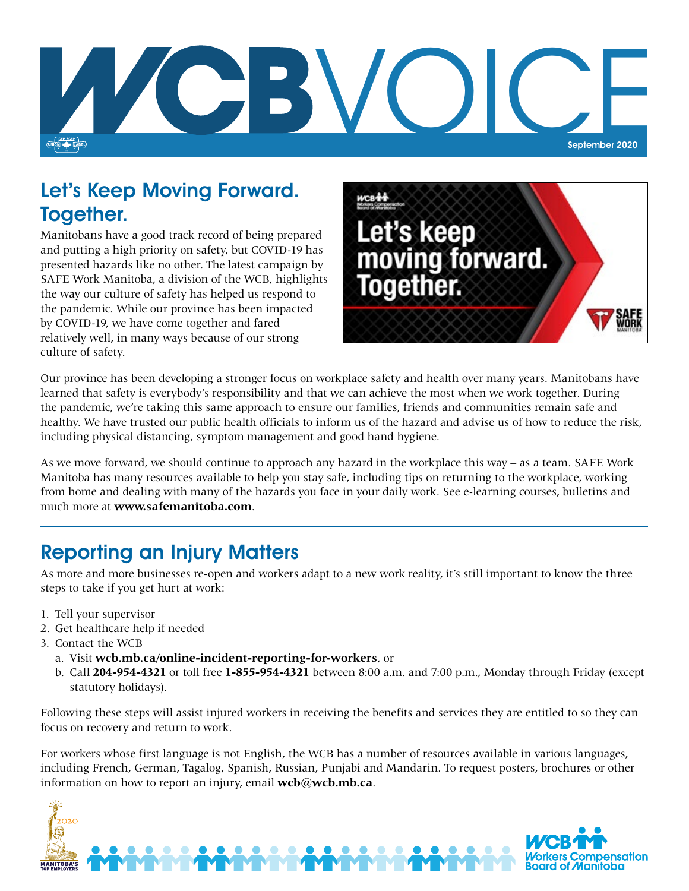# WCB VOICE

September 2020

## Let's Keep Moving Forward. Together.

Manitobans have a good track record of being prepared and putting a high priority on safety, but COVID-19 has presented hazards like no other. The latest campaign by SAFE Work Manitoba, a division of the WCB, highlights the way our culture of safety has helped us respond to the pandemic. While our province has been impacted by COVID-19, we have come together and fared relatively well, in many ways because of our strong culture of safety.

Our province has been developing a stronger focus on workplace safety and health over many years. Manitobans have learned that safety is everybody's responsibility and that we can achieve the most when we work together. During the pandemic, we're taking this same approach to ensure our families, friends and communities remain safe and healthy. We have trusted our public health officials to inform us of the hazard and advise us of how to reduce the risk, including physical distancing, symptom management and good hand hygiene.

As we move forward, we should continue to approach any hazard in the workplace this way – as a team. SAFE Work Manitoba has many resources available to help you stay safe, including tips on returning to the workplace, working from home and dealing with many of the hazards you face in your daily work. See e-learning courses, bulletins and much more at **www.safemanitoba.com**.

## Reporting an Injury Matters

As more and more businesses re-open and workers adapt to a new work reality, it's still important to know the three steps to take if you get hurt at work:

1. Tell your supervisor
2. Get healthcare help if needed
3. Contact the WCB
   a. Visit **wcb.mb.ca/online-incident-reporting-for-workers**, or
   b. Call **204-954-4321** or toll free **1-855-954-4321** between 8:00 a.m. and 7:00 p.m., Monday through Friday (except statutory holidays).

Following these steps will assist injured workers in receiving the benefits and services they are entitled to so they can focus on recovery and return to work.

For workers whose first language is not English, the WCB has a number of resources available in various languages, including French, German, Tagalog, Spanish, Russian, Punjabi and Mandarin. To request posters, brochures or other information on how to report an injury, email **wcb@wcb.mb.ca**.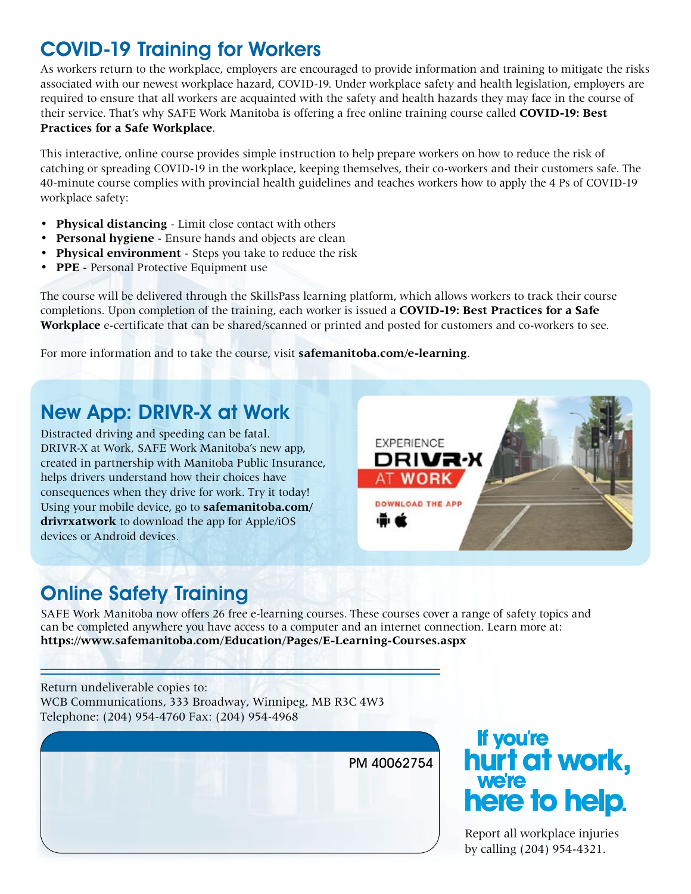## COVID-19 Training for Workers

As workers return to the workplace, employers are encouraged to provide information and training to mitigate the risks associated with our newest workplace hazard, COVID-19. Under workplace safety and health legislation, employers are required to ensure that all workers are acquainted with the safety and health hazards they may face in the course of their service. That's why SAFE Work Manitoba is offering a free online training course called **COVID-19: Best Practices for a Safe Workplace**.

This interactive, online course provides simple instruction to help prepare workers on how to reduce the risk of catching or spreading COVID-19 in the workplace, keeping themselves, their co-workers and their customers safe. The 40-minute course complies with provincial health guidelines and teaches workers how to apply the 4 Ps of COVID-19 workplace safety:

- **Physical distancing** - Limit close contact with others
- **Personal hygiene** - Ensure hands and objects are clean
- **Physical environment** - Steps you take to reduce the risk
- **PPE** - Personal Protective Equipment use

The course will be delivered through the SkillsPass learning platform, which allows workers to track their course completions. Upon completion of the training, each worker is issued a **COVID-19: Best Practices for a Safe Workplace** e-certificate that can be shared/scanned or printed and posted for customers and co-workers to see.

For more information and to take the course, visit **safemanitoba.com/e-learning**.

## New App: DRIVR-X at Work

Distracted driving and speeding can be fatal. DRIVR-X at Work, SAFE Work Manitoba's new app, created in partnership with Manitoba Public Insurance, helps drivers understand how their choices have consequences when they drive for work. Try it today! Using your mobile device, go to **safemanitoba.com/drivrxatwork** to download the app for Apple/iOS devices or Android devices.

EXPERIENCE DRIVR-X AT WORK

DOWNLOAD THE APP

## Online Safety Training

SAFE Work Manitoba now offers 26 free e-learning courses. These courses cover a range of safety topics and can be completed anywhere you have access to a computer and an internet connection. Learn more at: **https://www.safemanitoba.com/Education/Pages/E-Learning-Courses.aspx**

Return undeliverable copies to:
WCB Communications, 333 Broadway, Winnipeg, MB R3C 4W3
Telephone: (204) 954-4760 Fax: (204) 954-4968

PM 40062754

**If you're hurt at work, we're here to help.**

Report all workplace injuries by calling (204) 954-4321.